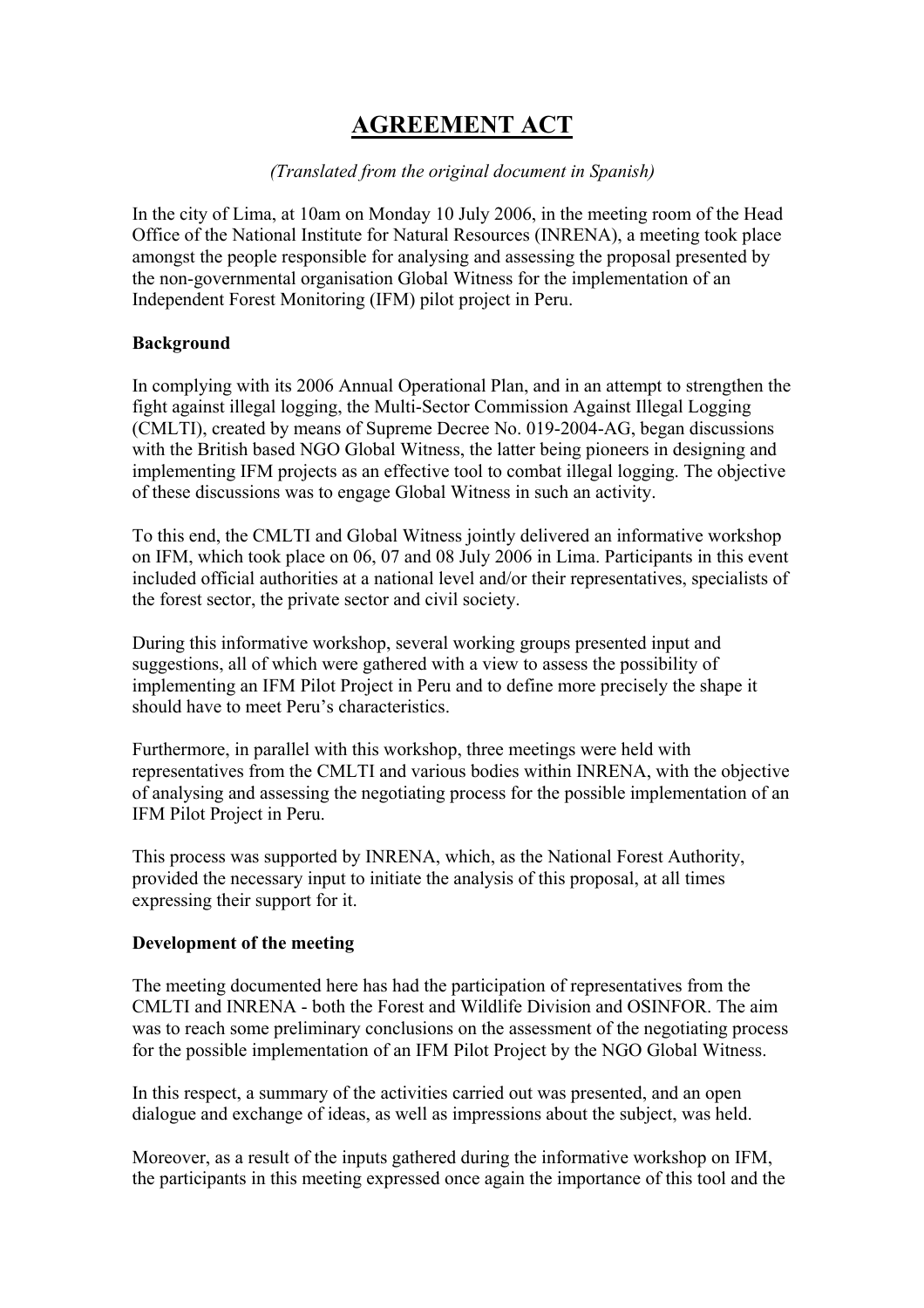# AGREEMENT ACT

*(Translated from the original document in Spanish)*

In the city of Lima, at 10am on Monday 10 July 2006, in the meeting room of the Head Office of the National Institute for Natural Resources (INRENA), a meeting took place amongst the people responsible for analysing and assessing the proposal presented by the non-governmental organisation Global Witness for the implementation of an Independent Forest Monitoring (IFM) pilot project in Peru.

**Background**

In complying with its 2006 Annual Operational Plan, and in an attempt to strengthen the fight against illegal logging, the Multi-Sector Commission Against Illegal Logging (CMLTI), created by means of Supreme Decree No. 019-2004-AG, began discussions with the British based NGO Global Witness, the latter being pioneers in designing and implementing IFM projects as an effective tool to combat illegal logging. The objective of these discussions was to engage Global Witness in such an activity.

To this end, the CMLTI and Global Witness jointly delivered an informative workshop on IFM, which took place on 06, 07 and 08 July 2006 in Lima. Participants in this event included official authorities at a national level and/or their representatives, specialists of the forest sector, the private sector and civil society.

During this informative workshop, several working groups presented input and suggestions, all of which were gathered with a view to assess the possibility of implementing an IFM Pilot Project in Peru and to define more precisely the shape it should have to meet Peru's characteristics.

Furthermore, in parallel with this workshop, three meetings were held with representatives from the CMLTI and various bodies within INRENA, with the objective of analysing and assessing the negotiating process for the possible implementation of an IFM Pilot Project in Peru.

This process was supported by INRENA, which, as the National Forest Authority, provided the necessary input to initiate the analysis of this proposal, at all times expressing their support for it.

**Development of the meeting**

The meeting documented here has had the participation of representatives from the CMLTI and INRENA - both the Forest and Wildlife Division and OSINFOR. The aim was to reach some preliminary conclusions on the assessment of the negotiating process for the possible implementation of an IFM Pilot Project by the NGO Global Witness.

In this respect, a summary of the activities carried out was presented, and an open dialogue and exchange of ideas, as well as impressions about the subject, was held.

Moreover, as a result of the inputs gathered during the informative workshop on IFM, the participants in this meeting expressed once again the importance of this tool and the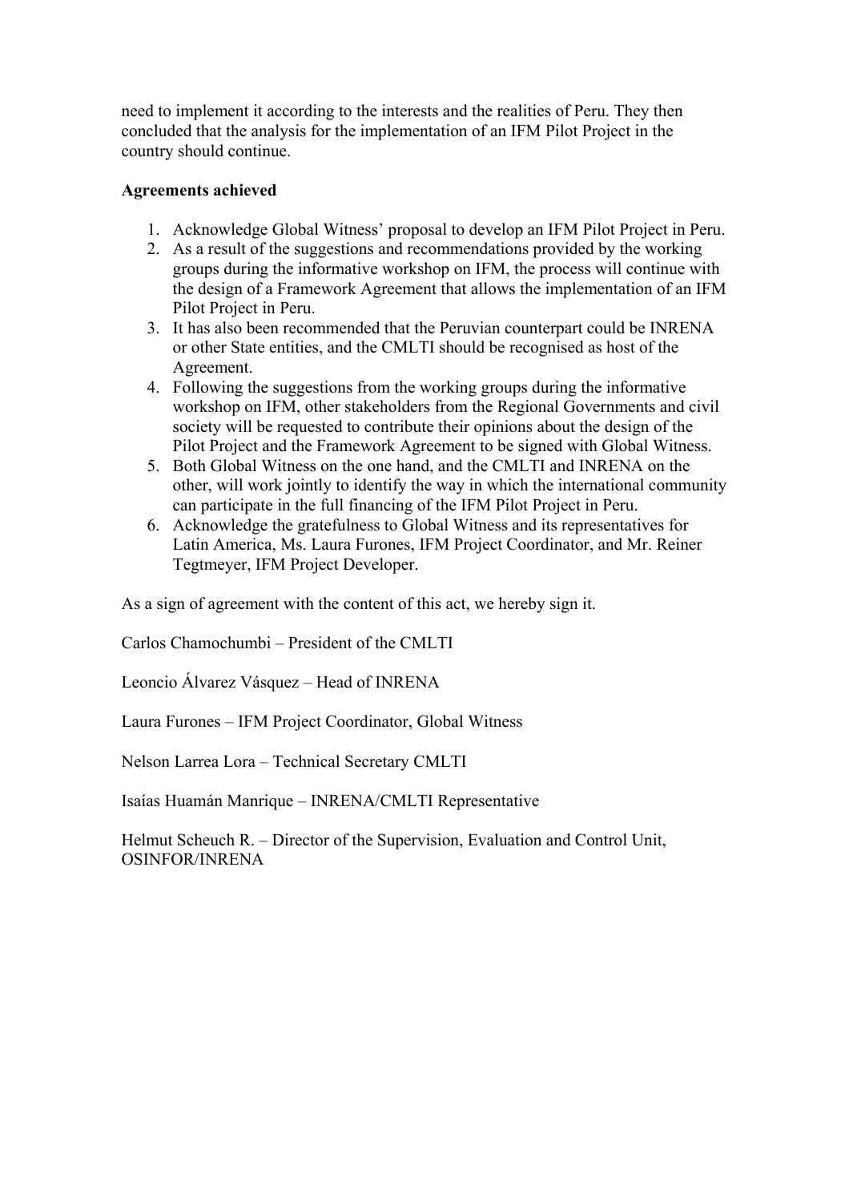need to implement it according to the interests and the realities of Peru. They then concluded that the analysis for the implementation of an IFM Pilot Project in the country should continue.

**Agreements achieved**

1. Acknowledge Global Witness' proposal to develop an IFM Pilot Project in Peru.
2. As a result of the suggestions and recommendations provided by the working groups during the informative workshop on IFM, the process will continue with the design of a Framework Agreement that allows the implementation of an IFM Pilot Project in Peru.
3. It has also been recommended that the Peruvian counterpart could be INRENA or other State entities, and the CMLTI should be recognised as host of the Agreement.
4. Following the suggestions from the working groups during the informative workshop on IFM, other stakeholders from the Regional Governments and civil society will be requested to contribute their opinions about the design of the Pilot Project and the Framework Agreement to be signed with Global Witness.
5. Both Global Witness on the one hand, and the CMLTI and INRENA on the other, will work jointly to identify the way in which the international community can participate in the full financing of the IFM Pilot Project in Peru.
6. Acknowledge the gratefulness to Global Witness and its representatives for Latin America, Ms. Laura Furones, IFM Project Coordinator, and Mr. Reiner Tegtmeyer, IFM Project Developer.

As a sign of agreement with the content of this act, we hereby sign it.

Carlos Chamochumbi – President of the CMLTI

Leoncio Álvarez Vásquez – Head of INRENA

Laura Furones – IFM Project Coordinator, Global Witness

Nelson Larrea Lora – Technical Secretary CMLTI

Isaías Huamán Manrique – INRENA/CMLTI Representative

Helmut Scheuch R. – Director of the Supervision, Evaluation and Control Unit, OSINFOR/INRENA